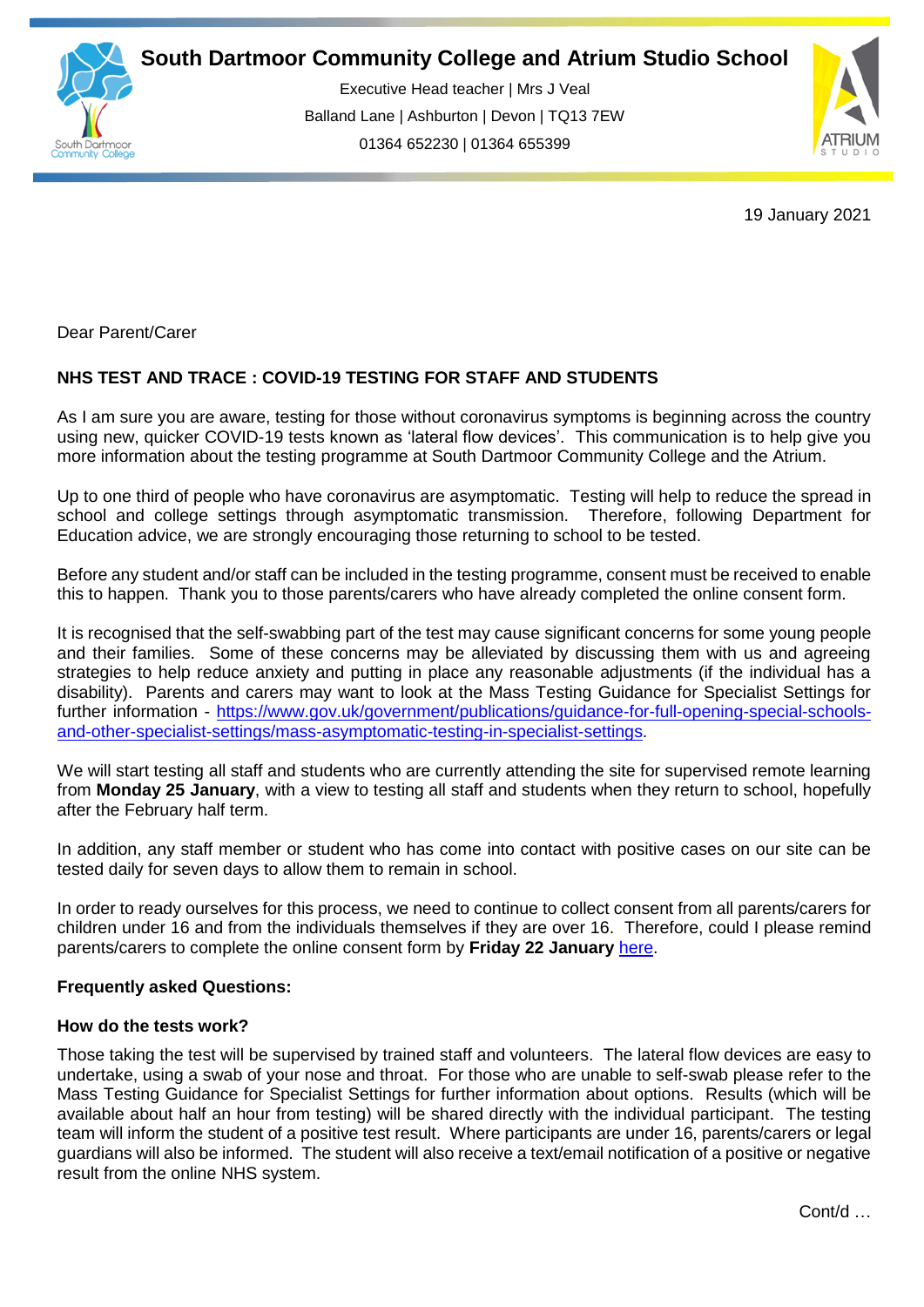# South Dartmoor Community College and Atrium Studio School

Executive Head teacher | Mrs J Veal
Balland Lane | Ashburton | Devon | TQ13 7EW
01364 652230 | 01364 655399

19 January 2021

Dear Parent/Carer

**NHS TEST AND TRACE : COVID-19 TESTING FOR STAFF AND STUDENTS**

As I am sure you are aware, testing for those without coronavirus symptoms is beginning across the country using new, quicker COVID-19 tests known as 'lateral flow devices'. This communication is to help give you more information about the testing programme at South Dartmoor Community College and the Atrium.

Up to one third of people who have coronavirus are asymptomatic. Testing will help to reduce the spread in school and college settings through asymptomatic transmission. Therefore, following Department for Education advice, we are strongly encouraging those returning to school to be tested.

Before any student and/or staff can be included in the testing programme, consent must be received to enable this to happen. Thank you to those parents/carers who have already completed the online consent form.

It is recognised that the self-swabbing part of the test may cause significant concerns for some young people and their families. Some of these concerns may be alleviated by discussing them with us and agreeing strategies to help reduce anxiety and putting in place any reasonable adjustments (if the individual has a disability). Parents and carers may want to look at the Mass Testing Guidance for Specialist Settings for further information - https://www.gov.uk/government/publications/guidance-for-full-opening-special-schools-and-other-specialist-settings/mass-asymptomatic-testing-in-specialist-settings.

We will start testing all staff and students who are currently attending the site for supervised remote learning from **Monday 25 January**, with a view to testing all staff and students when they return to school, hopefully after the February half term.

In addition, any staff member or student who has come into contact with positive cases on our site can be tested daily for seven days to allow them to remain in school.

In order to ready ourselves for this process, we need to continue to collect consent from all parents/carers for children under 16 and from the individuals themselves if they are over 16. Therefore, could I please remind parents/carers to complete the online consent form by **Friday 22 January** here.

**Frequently asked Questions:**

**How do the tests work?**

Those taking the test will be supervised by trained staff and volunteers. The lateral flow devices are easy to undertake, using a swab of your nose and throat. For those who are unable to self-swab please refer to the Mass Testing Guidance for Specialist Settings for further information about options. Results (which will be available about half an hour from testing) will be shared directly with the individual participant. The testing team will inform the student of a positive test result. Where participants are under 16, parents/carers or legal guardians will also be informed. The student will also receive a text/email notification of a positive or negative result from the online NHS system.

Cont/d …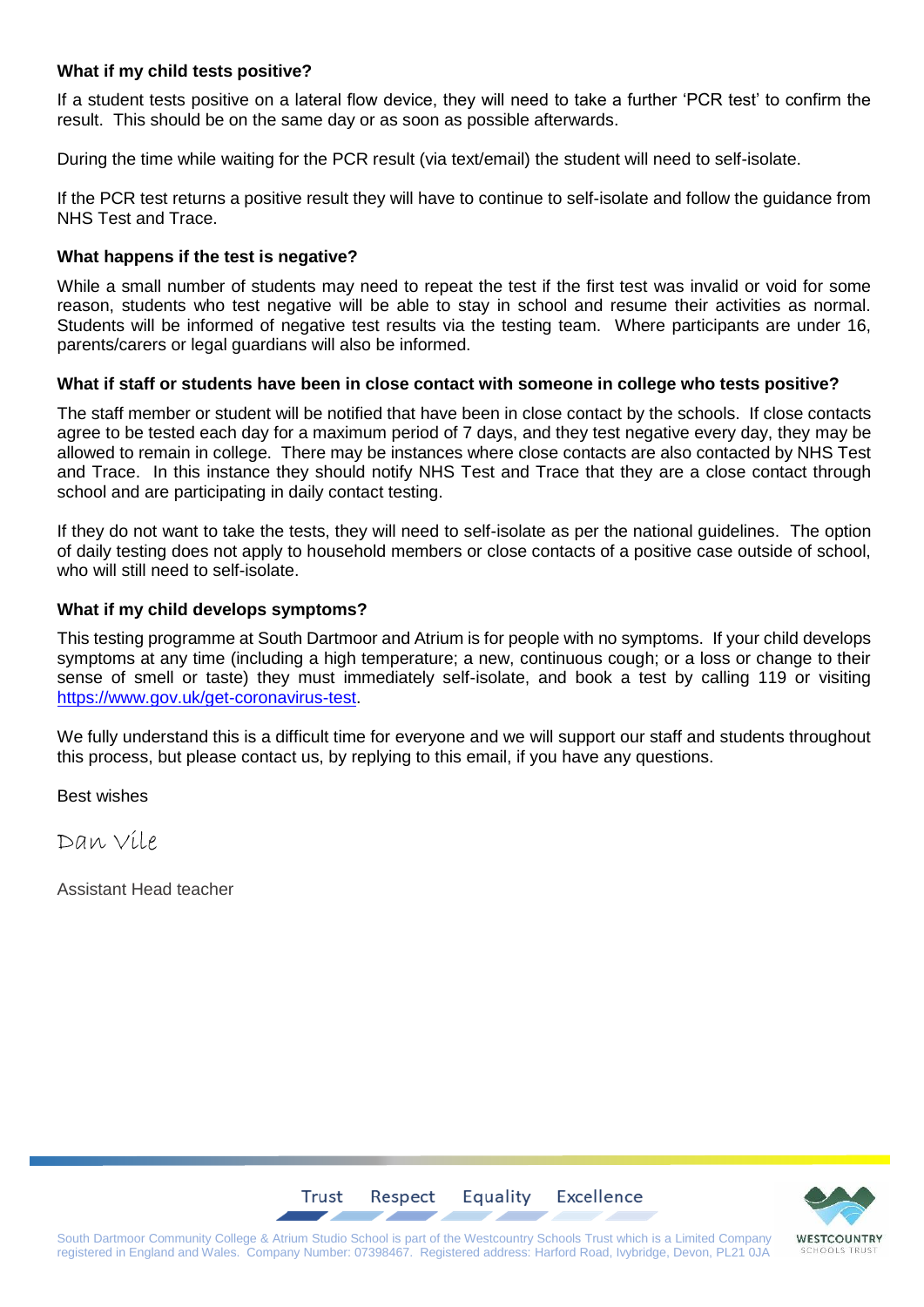**What if my child tests positive?**

If a student tests positive on a lateral flow device, they will need to take a further 'PCR test' to confirm the result. This should be on the same day or as soon as possible afterwards.

During the time while waiting for the PCR result (via text/email) the student will need to self-isolate.

If the PCR test returns a positive result they will have to continue to self-isolate and follow the guidance from NHS Test and Trace.

**What happens if the test is negative?**

While a small number of students may need to repeat the test if the first test was invalid or void for some reason, students who test negative will be able to stay in school and resume their activities as normal. Students will be informed of negative test results via the testing team. Where participants are under 16, parents/carers or legal guardians will also be informed.

**What if staff or students have been in close contact with someone in college who tests positive?**

The staff member or student will be notified that have been in close contact by the schools. If close contacts agree to be tested each day for a maximum period of 7 days, and they test negative every day, they may be allowed to remain in college. There may be instances where close contacts are also contacted by NHS Test and Trace. In this instance they should notify NHS Test and Trace that they are a close contact through school and are participating in daily contact testing.

If they do not want to take the tests, they will need to self-isolate as per the national guidelines. The option of daily testing does not apply to household members or close contacts of a positive case outside of school, who will still need to self-isolate.

**What if my child develops symptoms?**

This testing programme at South Dartmoor and Atrium is for people with no symptoms. If your child develops symptoms at any time (including a high temperature; a new, continuous cough; or a loss or change to their sense of smell or taste) they must immediately self-isolate, and book a test by calling 119 or visiting https://www.gov.uk/get-coronavirus-test.

We fully understand this is a difficult time for everyone and we will support our staff and students throughout this process, but please contact us, by replying to this email, if you have any questions.

Best wishes

Dan Vile

Assistant Head teacher

Trust Respect Equality Excellence

South Dartmoor Community College & Atrium Studio School is part of the Westcountry Schools Trust which is a Limited Company registered in England and Wales. Company Number: 07398467. Registered address: Harford Road, Ivybridge, Devon, PL21 0JA

WESTCOUNTRY SCHOOLS TRUST